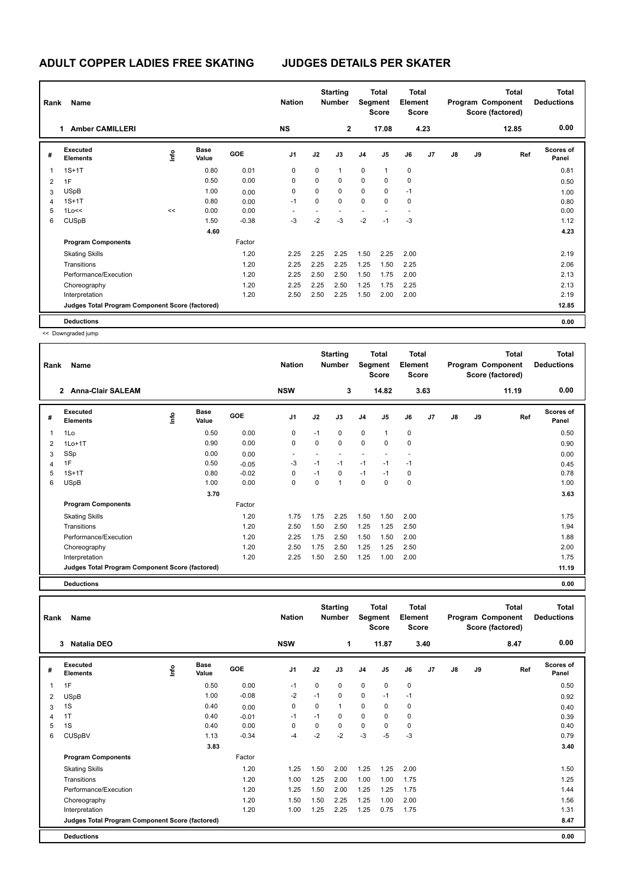# ADULT COPPER LADIES FREE SKATING JUDGES DETAILS PER SKATER

| Rank | Name | Nation | Starting Number | Total Segment Score | Total Element Score | Total Program Component Score (factored) | Total Deductions |
|---|---|---|---|---|---|---|---|
| 1 | Amber CAMILLERI | NS | 2 | 17.08 | 4.23 | 12.85 | 0.00 |

| # | Executed Elements | Info | Base Value | GOE | J1 | J2 | J3 | J4 | J5 | J6 | J7 | J8 | J9 | Ref | Scores of Panel |
|---|---|---|---|---|---|---|---|---|---|---|---|---|---|---|---|
| 1 | 1S+1T | | 0.80 | 0.01 | 0 | 0 | 1 | 0 | 1 | 0 | | | | | 0.81 |
| 2 | 1F | | 0.50 | 0.00 | 0 | 0 | 0 | 0 | 0 | 0 | | | | | 0.50 |
| 3 | USpB | | 1.00 | 0.00 | 0 | 0 | 0 | 0 | 0 | -1 | | | | | 1.00 |
| 4 | 1S+1T | | 0.80 | 0.00 | -1 | 0 | 0 | 0 | 0 | 0 | | | | | 0.80 |
| 5 | 1Lo<< | << | 0.00 | 0.00 | - | - | - | - | - | - | | | | | 0.00 |
| 6 | CUSpB | | 1.50 | -0.38 | -3 | -2 | -3 | -2 | -1 | -3 | | | | | 1.12 |
| | | | 4.60 | | | | | | | | | | | | 4.23 |
| | **Program Components** | | | Factor | | | | | | | | | | | |
| | Skating Skills | | | 1.20 | 2.25 | 2.25 | 2.25 | 1.50 | 2.25 | 2.00 | | | | | 2.19 |
| | Transitions | | | 1.20 | 2.25 | 2.25 | 2.25 | 1.25 | 1.50 | 2.25 | | | | | 2.06 |
| | Performance/Execution | | | 1.20 | 2.25 | 2.50 | 2.50 | 1.50 | 1.75 | 2.00 | | | | | 2.13 |
| | Choreography | | | 1.20 | 2.25 | 2.25 | 2.50 | 1.25 | 1.75 | 2.25 | | | | | 2.13 |
| | Interpretation | | | 1.20 | 2.50 | 2.50 | 2.25 | 1.50 | 2.00 | 2.00 | | | | | 2.19 |
| | **Judges Total Program Component Score (factored)** | | | | | | | | | | | | | | 12.85 |
| | **Deductions** | | | | | | | | | | | | | | 0.00 |

<< Downgraded jump

| Rank | Name | Nation | Starting Number | Total Segment Score | Total Element Score | Total Program Component Score (factored) | Total Deductions |
|---|---|---|---|---|---|---|---|
| 2 | Anna-Clair SALEAM | NSW | 3 | 14.82 | 3.63 | 11.19 | 0.00 |

| # | Executed Elements | Info | Base Value | GOE | J1 | J2 | J3 | J4 | J5 | J6 | J7 | J8 | J9 | Ref | Scores of Panel |
|---|---|---|---|---|---|---|---|---|---|---|---|---|---|---|---|
| 1 | 1Lo | | 0.50 | 0.00 | 0 | -1 | 0 | 0 | 1 | 0 | | | | | 0.50 |
| 2 | 1Lo+1T | | 0.90 | 0.00 | 0 | 0 | 0 | 0 | 0 | 0 | | | | | 0.90 |
| 3 | SSp | | 0.00 | 0.00 | - | - | - | - | - | - | | | | | 0.00 |
| 4 | 1F | | 0.50 | -0.05 | -3 | -1 | -1 | -1 | -1 | -1 | | | | | 0.45 |
| 5 | 1S+1T | | 0.80 | -0.02 | 0 | -1 | 0 | -1 | -1 | 0 | | | | | 0.78 |
| 6 | USpB | | 1.00 | 0.00 | 0 | 0 | 1 | 0 | 0 | 0 | | | | | 1.00 |
| | | | 3.70 | | | | | | | | | | | | 3.63 |
| | **Program Components** | | | Factor | | | | | | | | | | | |
| | Skating Skills | | | 1.20 | 1.75 | 1.75 | 2.25 | 1.50 | 1.50 | 2.00 | | | | | 1.75 |
| | Transitions | | | 1.20 | 2.50 | 1.50 | 2.50 | 1.25 | 1.25 | 2.50 | | | | | 1.94 |
| | Performance/Execution | | | 1.20 | 2.25 | 1.75 | 2.50 | 1.50 | 1.50 | 2.00 | | | | | 1.88 |
| | Choreography | | | 1.20 | 2.50 | 1.75 | 2.50 | 1.25 | 1.25 | 2.50 | | | | | 2.00 |
| | Interpretation | | | 1.20 | 2.25 | 1.50 | 2.50 | 1.25 | 1.00 | 2.00 | | | | | 1.75 |
| | **Judges Total Program Component Score (factored)** | | | | | | | | | | | | | | 11.19 |
| | **Deductions** | | | | | | | | | | | | | | 0.00 |

| Rank | Name | Nation | Starting Number | Total Segment Score | Total Element Score | Total Program Component Score (factored) | Total Deductions |
|---|---|---|---|---|---|---|---|
| 3 | Natalia DEO | NSW | 1 | 11.87 | 3.40 | 8.47 | 0.00 |

| # | Executed Elements | Info | Base Value | GOE | J1 | J2 | J3 | J4 | J5 | J6 | J7 | J8 | J9 | Ref | Scores of Panel |
|---|---|---|---|---|---|---|---|---|---|---|---|---|---|---|---|
| 1 | 1F | | 0.50 | 0.00 | -1 | 0 | 0 | 0 | 0 | 0 | | | | | 0.50 |
| 2 | USpB | | 1.00 | -0.08 | -2 | -1 | 0 | 0 | -1 | -1 | | | | | 0.92 |
| 3 | 1S | | 0.40 | 0.00 | 0 | 0 | 1 | 0 | 0 | 0 | | | | | 0.40 |
| 4 | 1T | | 0.40 | -0.01 | -1 | -1 | 0 | 0 | 0 | 0 | | | | | 0.39 |
| 5 | 1S | | 0.40 | 0.00 | 0 | 0 | 0 | 0 | 0 | 0 | | | | | 0.40 |
| 6 | CUSpBV | | 1.13 | -0.34 | -4 | -2 | -2 | -3 | -5 | -3 | | | | | 0.79 |
| | | | 3.83 | | | | | | | | | | | | 3.40 |
| | **Program Components** | | | Factor | | | | | | | | | | | |
| | Skating Skills | | | 1.20 | 1.25 | 1.50 | 2.00 | 1.25 | 1.25 | 2.00 | | | | | 1.50 |
| | Transitions | | | 1.20 | 1.00 | 1.25 | 2.00 | 1.00 | 1.00 | 1.75 | | | | | 1.25 |
| | Performance/Execution | | | 1.20 | 1.25 | 1.50 | 2.00 | 1.25 | 1.25 | 1.75 | | | | | 1.44 |
| | Choreography | | | 1.20 | 1.50 | 1.50 | 2.25 | 1.25 | 1.00 | 2.00 | | | | | 1.56 |
| | Interpretation | | | 1.20 | 1.00 | 1.25 | 2.25 | 1.25 | 0.75 | 1.75 | | | | | 1.31 |
| | **Judges Total Program Component Score (factored)** | | | | | | | | | | | | | | 8.47 |
| | **Deductions** | | | | | | | | | | | | | | 0.00 |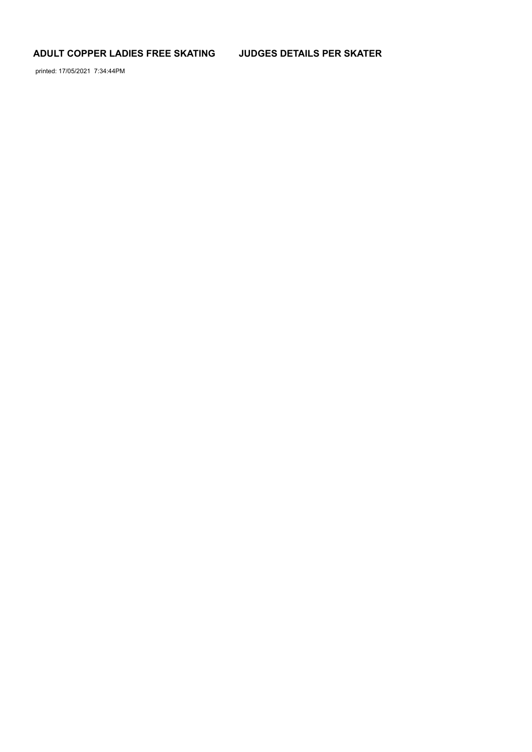**ADULT COPPER LADIES FREE SKATING JUDGES DETAILS PER SKATER**

printed: 17/05/2021 7:34:44PM